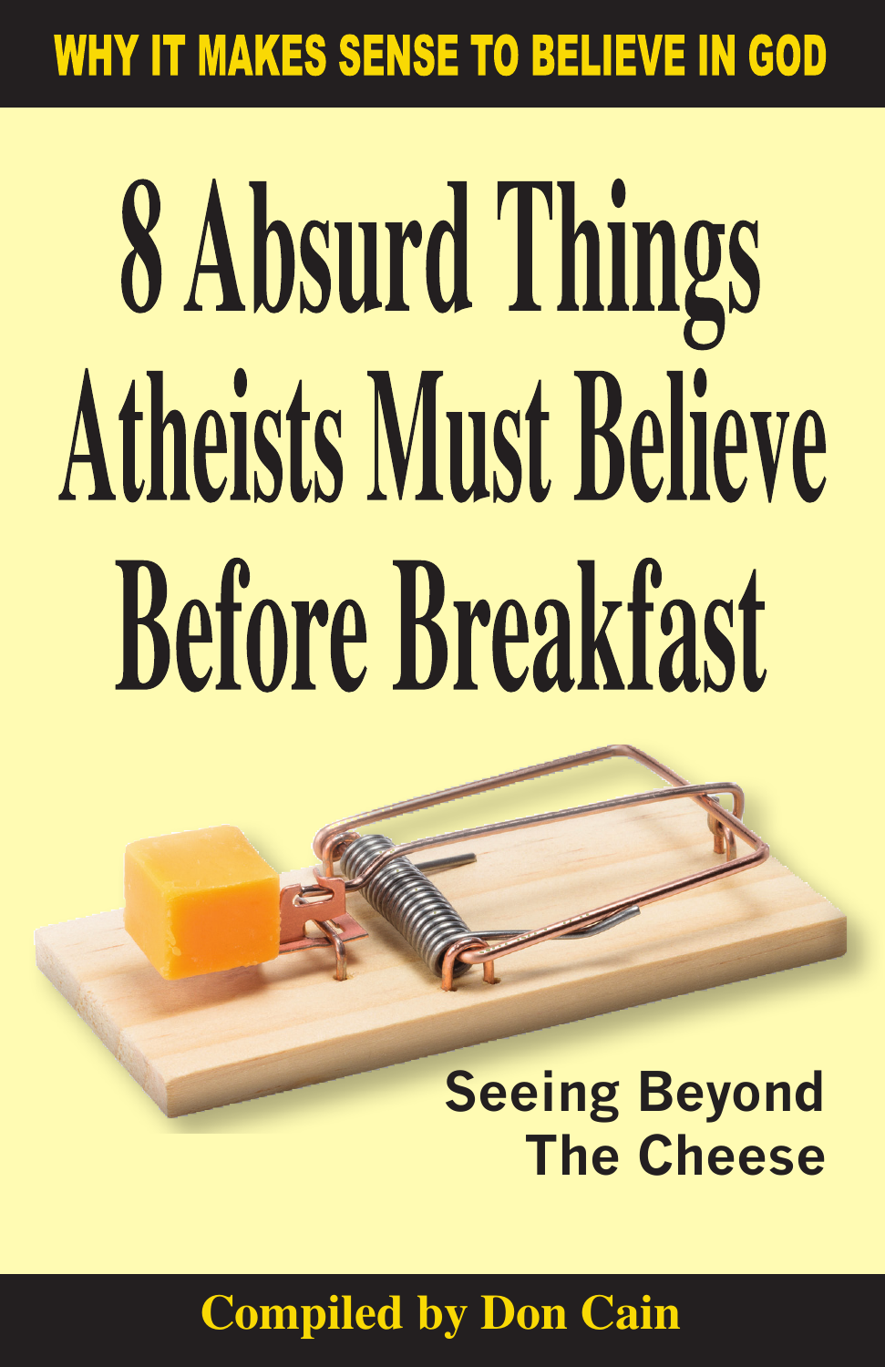WHY IT MAKES SENSE TO BELIEVE IN GOD

# 8 Absurd Things Atheists Must Believe Before Breakfast

## Seeing Beyond The Cheese

**Compiled by Don Cain**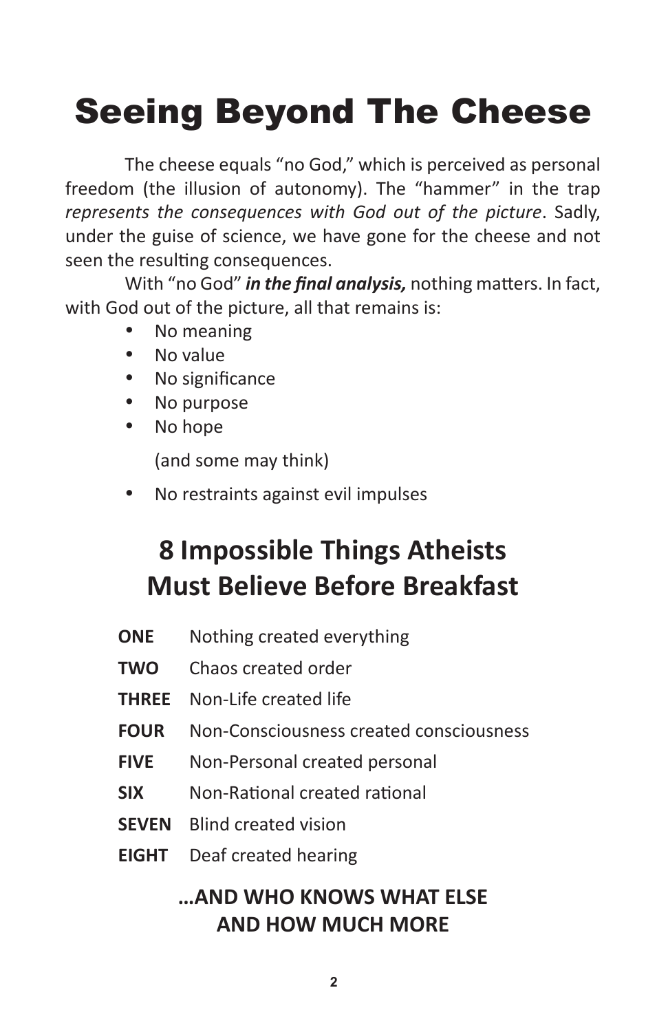# Seeing Beyond The Cheese

The cheese equals "no God," which is perceived as personal freedom (the illusion of autonomy). The "hammer" in the trap *represents the consequences with God out of the picture*. Sadly, under the guise of science, we have gone for the cheese and not seen the resulting consequences.

With "no God" ***in the final analysis,*** nothing matters. In fact, with God out of the picture, all that remains is:

- No meaning
- No value
- No significance
- No purpose
- No hope

  (and some may think)

- No restraints against evil impulses

## 8 Impossible Things Atheists Must Believe Before Breakfast

**ONE** Nothing created everything

**TWO** Chaos created order

**THREE** Non-Life created life

**FOUR** Non-Consciousness created consciousness

**FIVE** Non-Personal created personal

**SIX** Non-Rational created rational

**SEVEN** Blind created vision

**EIGHT** Deaf created hearing

**…AND WHO KNOWS WHAT ELSE AND HOW MUCH MORE**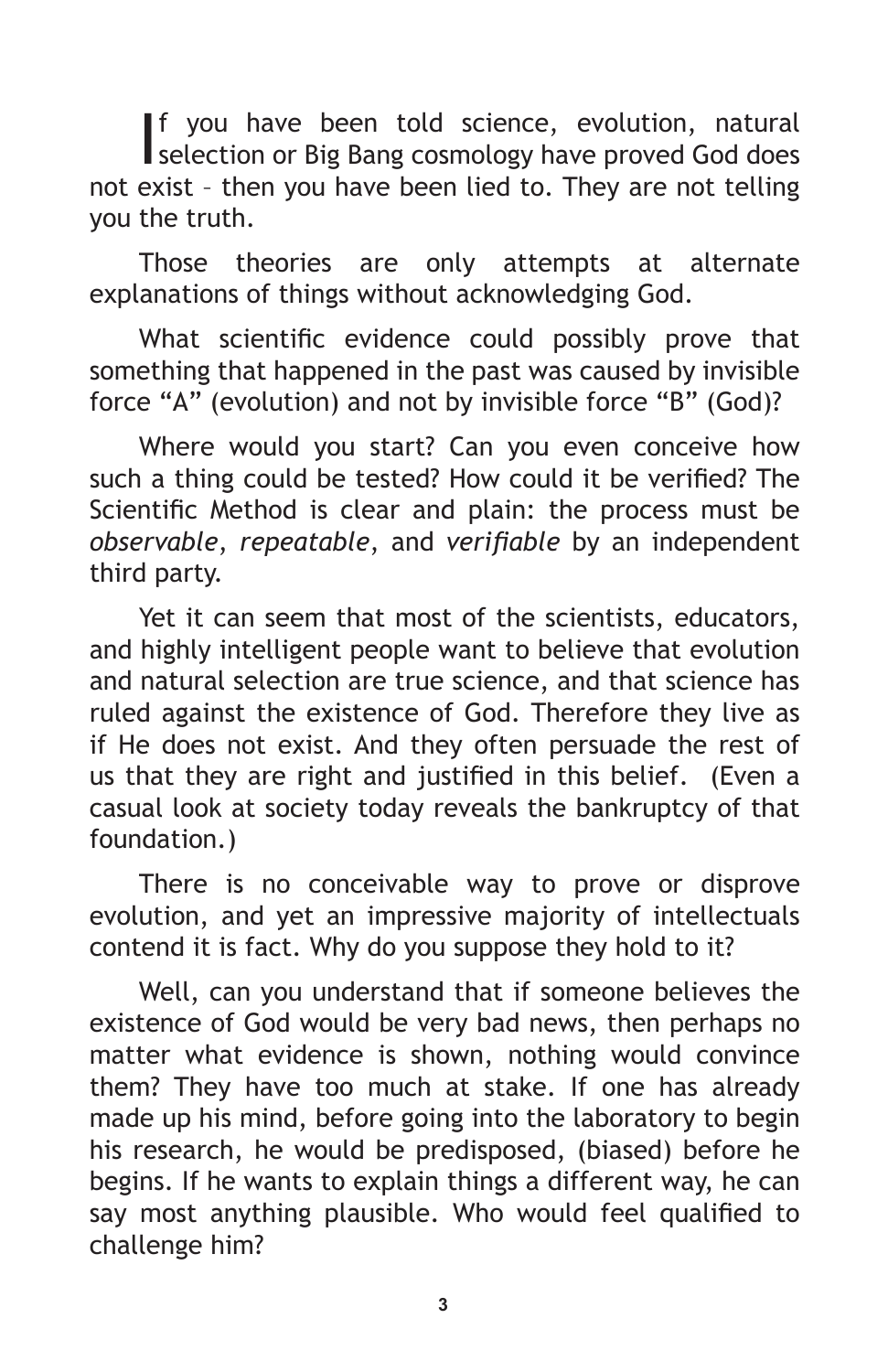If you have been told science, evolution, natural selection or Big Bang cosmology have proved God does not exist – then you have been lied to. They are not telling you the truth.

Those theories are only attempts at alternate explanations of things without acknowledging God.

What scientific evidence could possibly prove that something that happened in the past was caused by invisible force “A” (evolution) and not by invisible force “B” (God)?

Where would you start? Can you even conceive how such a thing could be tested? How could it be verified? The Scientific Method is clear and plain: the process must be *observable*, *repeatable*, and *verifiable* by an independent third party.

Yet it can seem that most of the scientists, educators, and highly intelligent people want to believe that evolution and natural selection are true science, and that science has ruled against the existence of God. Therefore they live as if He does not exist. And they often persuade the rest of us that they are right and justified in this belief. (Even a casual look at society today reveals the bankruptcy of that foundation.)

There is no conceivable way to prove or disprove evolution, and yet an impressive majority of intellectuals contend it is fact. Why do you suppose they hold to it?

Well, can you understand that if someone believes the existence of God would be very bad news, then perhaps no matter what evidence is shown, nothing would convince them? They have too much at stake. If one has already made up his mind, before going into the laboratory to begin his research, he would be predisposed, (biased) before he begins. If he wants to explain things a different way, he can say most anything plausible. Who would feel qualified to challenge him?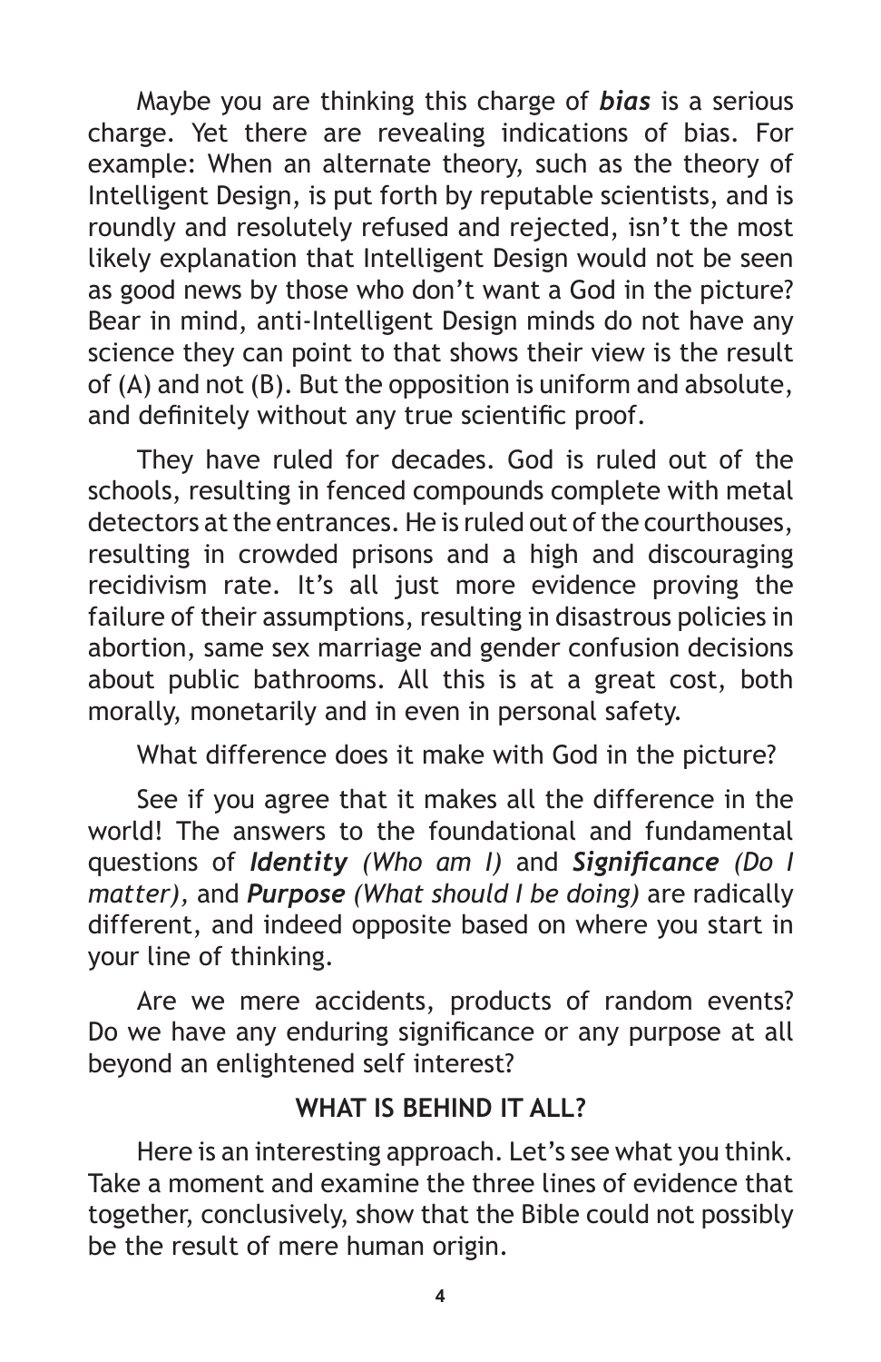Maybe you are thinking this charge of ***bias*** is a serious charge. Yet there are revealing indications of bias. For example: When an alternate theory, such as the theory of Intelligent Design, is put forth by reputable scientists, and is roundly and resolutely refused and rejected, isn't the most likely explanation that Intelligent Design would not be seen as good news by those who don't want a God in the picture? Bear in mind, anti-Intelligent Design minds do not have any science they can point to that shows their view is the result of (A) and not (B). But the opposition is uniform and absolute, and definitely without any true scientific proof.

They have ruled for decades. God is ruled out of the schools, resulting in fenced compounds complete with metal detectors at the entrances. He is ruled out of the courthouses, resulting in crowded prisons and a high and discouraging recidivism rate. It's all just more evidence proving the failure of their assumptions, resulting in disastrous policies in abortion, same sex marriage and gender confusion decisions about public bathrooms. All this is at a great cost, both morally, monetarily and in even in personal safety.

What difference does it make with God in the picture?

See if you agree that it makes all the difference in the world! The answers to the foundational and fundamental questions of ***Identity*** *(Who am I)* and ***Significance*** *(Do I matter),* and ***Purpose*** *(What should I be doing)* are radically different, and indeed opposite based on where you start in your line of thinking.

Are we mere accidents, products of random events? Do we have any enduring significance or any purpose at all beyond an enlightened self interest?

## WHAT IS BEHIND IT ALL?

Here is an interesting approach. Let's see what you think. Take a moment and examine the three lines of evidence that together, conclusively, show that the Bible could not possibly be the result of mere human origin.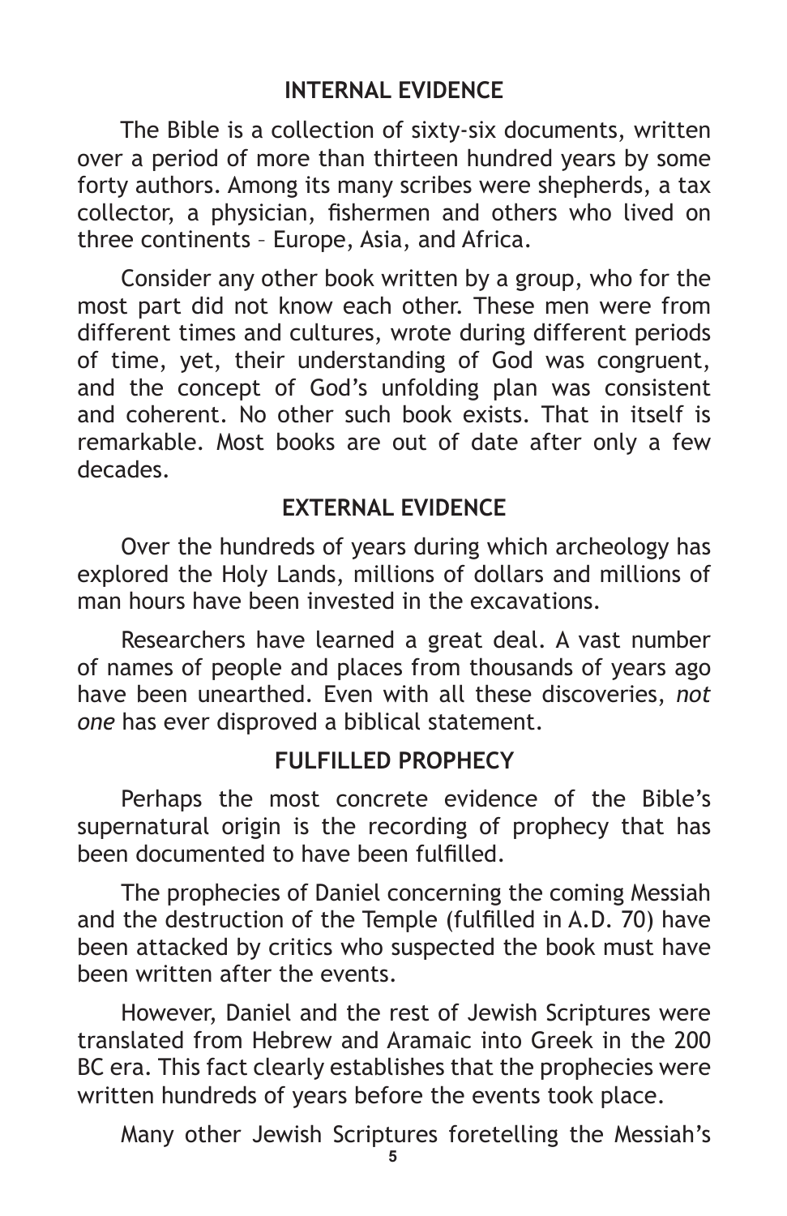## INTERNAL EVIDENCE

The Bible is a collection of sixty-six documents, written over a period of more than thirteen hundred years by some forty authors. Among its many scribes were shepherds, a tax collector, a physician, fishermen and others who lived on three continents – Europe, Asia, and Africa.

Consider any other book written by a group, who for the most part did not know each other. These men were from different times and cultures, wrote during different periods of time, yet, their understanding of God was congruent, and the concept of God's unfolding plan was consistent and coherent. No other such book exists. That in itself is remarkable. Most books are out of date after only a few decades.

## EXTERNAL EVIDENCE

Over the hundreds of years during which archeology has explored the Holy Lands, millions of dollars and millions of man hours have been invested in the excavations.

Researchers have learned a great deal. A vast number of names of people and places from thousands of years ago have been unearthed. Even with all these discoveries, *not one* has ever disproved a biblical statement.

## FULFILLED PROPHECY

Perhaps the most concrete evidence of the Bible's supernatural origin is the recording of prophecy that has been documented to have been fulfilled.

The prophecies of Daniel concerning the coming Messiah and the destruction of the Temple (fulfilled in A.D. 70) have been attacked by critics who suspected the book must have been written after the events.

However, Daniel and the rest of Jewish Scriptures were translated from Hebrew and Aramaic into Greek in the 200 BC era. This fact clearly establishes that the prophecies were written hundreds of years before the events took place.

Many other Jewish Scriptures foretelling the Messiah's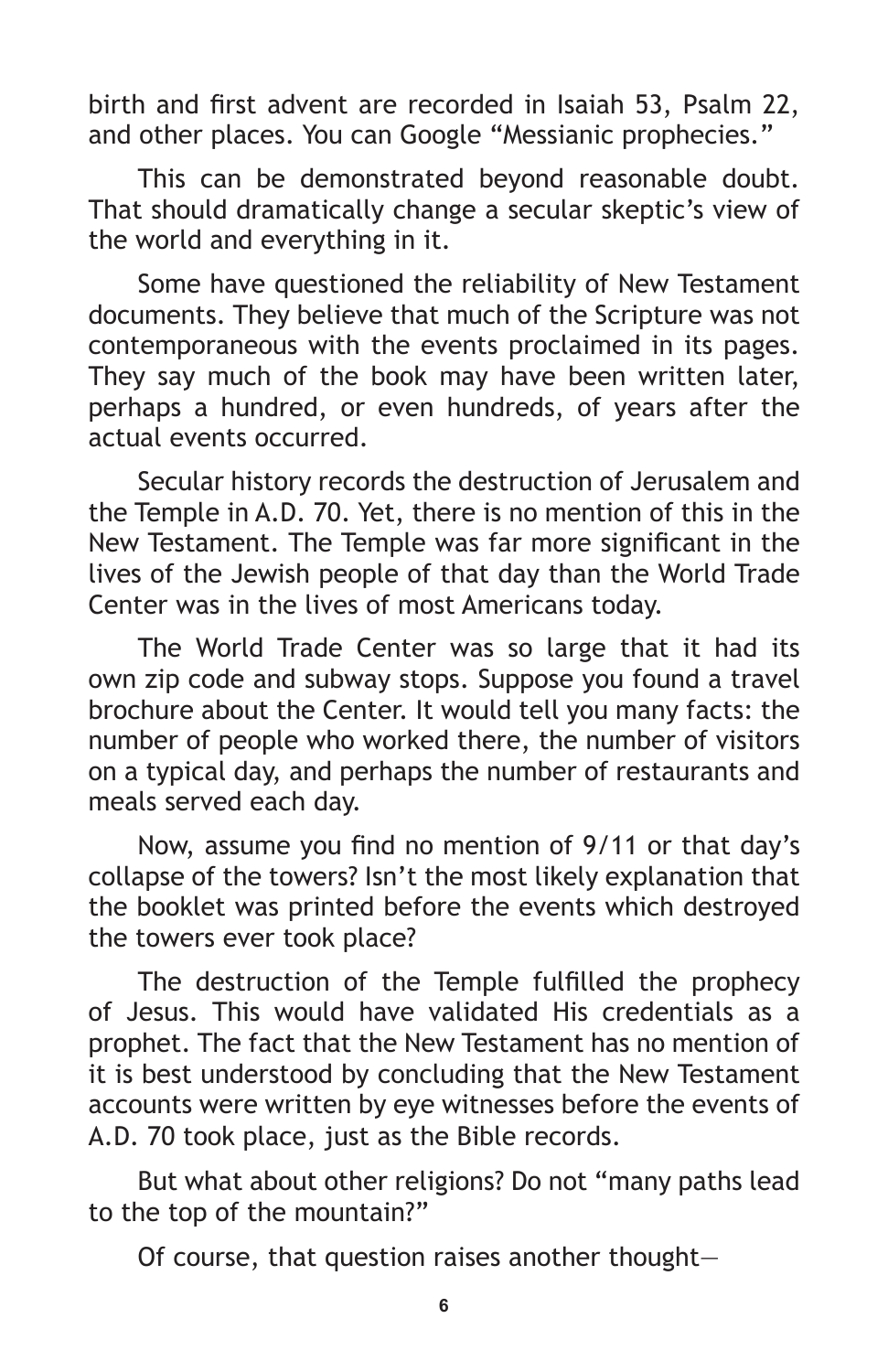birth and first advent are recorded in Isaiah 53, Psalm 22, and other places. You can Google "Messianic prophecies."

This can be demonstrated beyond reasonable doubt. That should dramatically change a secular skeptic's view of the world and everything in it.

Some have questioned the reliability of New Testament documents. They believe that much of the Scripture was not contemporaneous with the events proclaimed in its pages. They say much of the book may have been written later, perhaps a hundred, or even hundreds, of years after the actual events occurred.

Secular history records the destruction of Jerusalem and the Temple in A.D. 70. Yet, there is no mention of this in the New Testament. The Temple was far more significant in the lives of the Jewish people of that day than the World Trade Center was in the lives of most Americans today.

The World Trade Center was so large that it had its own zip code and subway stops. Suppose you found a travel brochure about the Center. It would tell you many facts: the number of people who worked there, the number of visitors on a typical day, and perhaps the number of restaurants and meals served each day.

Now, assume you find no mention of 9/11 or that day's collapse of the towers? Isn't the most likely explanation that the booklet was printed before the events which destroyed the towers ever took place?

The destruction of the Temple fulfilled the prophecy of Jesus. This would have validated His credentials as a prophet. The fact that the New Testament has no mention of it is best understood by concluding that the New Testament accounts were written by eye witnesses before the events of A.D. 70 took place, just as the Bible records.

But what about other religions? Do not "many paths lead to the top of the mountain?"

Of course, that question raises another thought—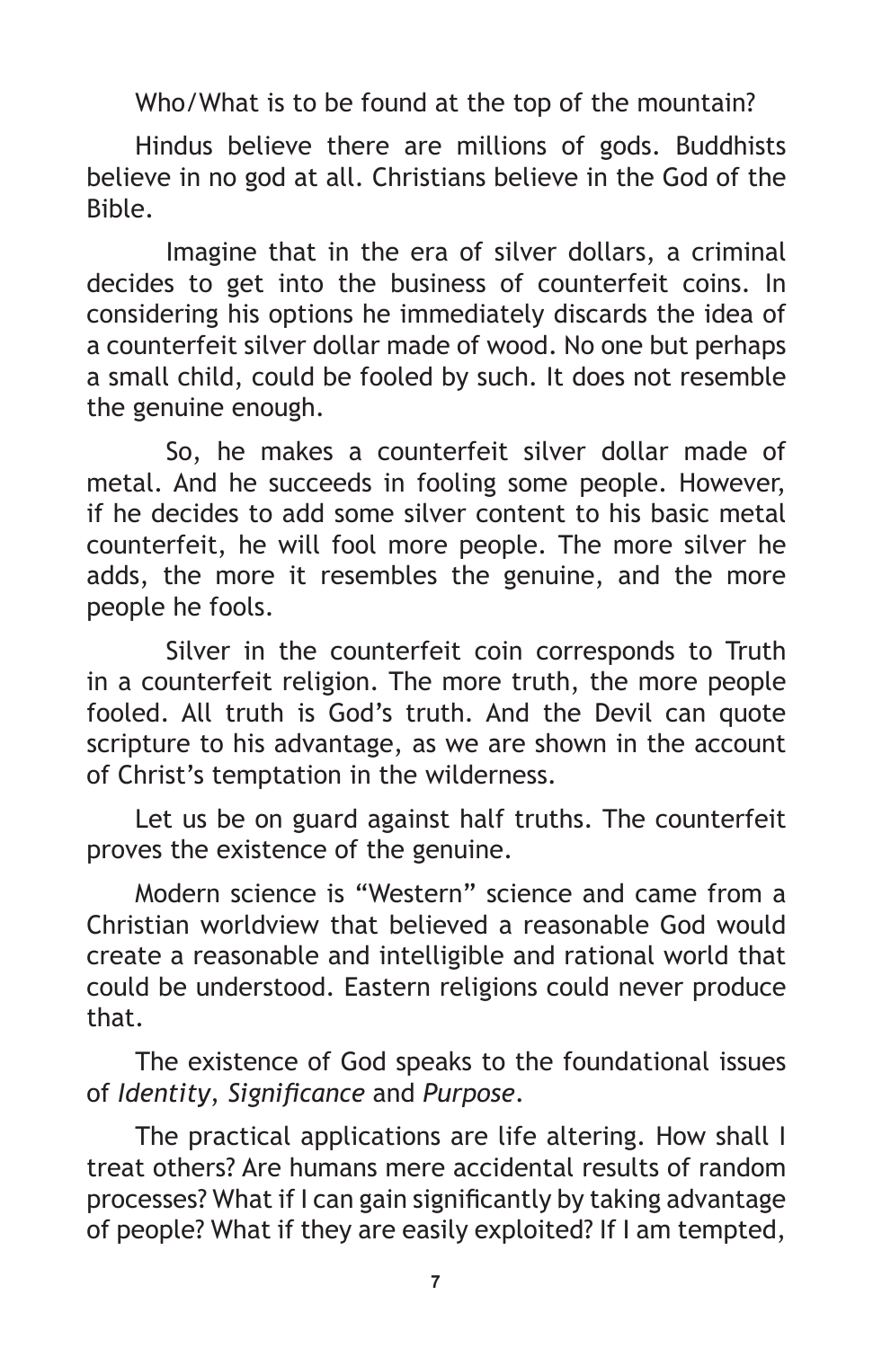Who/What is to be found at the top of the mountain?

Hindus believe there are millions of gods. Buddhists believe in no god at all. Christians believe in the God of the Bible.

Imagine that in the era of silver dollars, a criminal decides to get into the business of counterfeit coins. In considering his options he immediately discards the idea of a counterfeit silver dollar made of wood. No one but perhaps a small child, could be fooled by such. It does not resemble the genuine enough.

So, he makes a counterfeit silver dollar made of metal. And he succeeds in fooling some people. However, if he decides to add some silver content to his basic metal counterfeit, he will fool more people. The more silver he adds, the more it resembles the genuine, and the more people he fools.

Silver in the counterfeit coin corresponds to Truth in a counterfeit religion. The more truth, the more people fooled. All truth is God's truth. And the Devil can quote scripture to his advantage, as we are shown in the account of Christ's temptation in the wilderness.

Let us be on guard against half truths. The counterfeit proves the existence of the genuine.

Modern science is "Western" science and came from a Christian worldview that believed a reasonable God would create a reasonable and intelligible and rational world that could be understood. Eastern religions could never produce that.

The existence of God speaks to the foundational issues of *Identity*, *Significance* and *Purpose*.

The practical applications are life altering. How shall I treat others? Are humans mere accidental results of random processes? What if I can gain significantly by taking advantage of people? What if they are easily exploited? If I am tempted,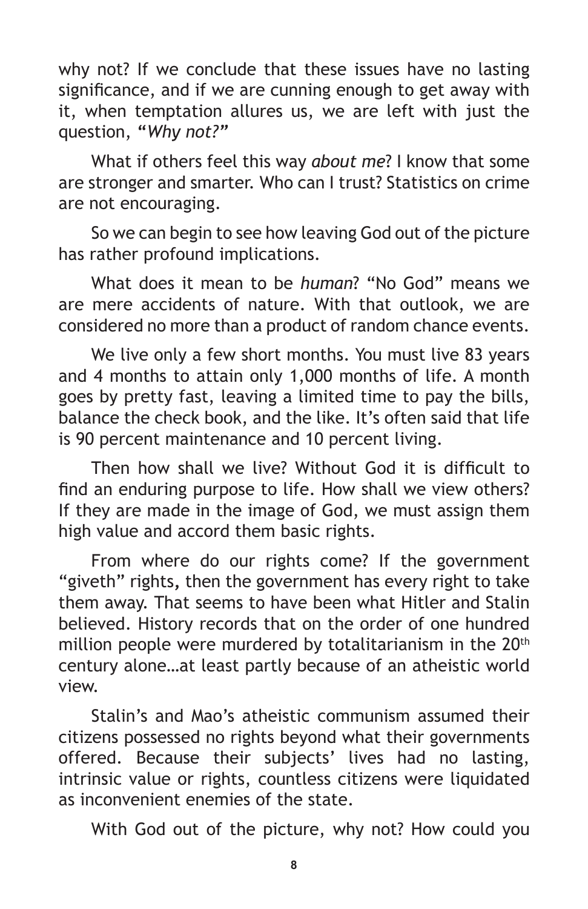why not? If we conclude that these issues have no lasting significance, and if we are cunning enough to get away with it, when temptation allures us, we are left with just the question, "*Why not?*"

What if others feel this way *about me*? I know that some are stronger and smarter. Who can I trust? Statistics on crime are not encouraging.

So we can begin to see how leaving God out of the picture has rather profound implications.

What does it mean to be *human*? "No God" means we are mere accidents of nature. With that outlook, we are considered no more than a product of random chance events.

We live only a few short months. You must live 83 years and 4 months to attain only 1,000 months of life. A month goes by pretty fast, leaving a limited time to pay the bills, balance the check book, and the like. It's often said that life is 90 percent maintenance and 10 percent living.

Then how shall we live? Without God it is difficult to find an enduring purpose to life. How shall we view others? If they are made in the image of God, we must assign them high value and accord them basic rights.

From where do our rights come? If the government "giveth" rights, then the government has every right to take them away. That seems to have been what Hitler and Stalin believed. History records that on the order of one hundred million people were murdered by totalitarianism in the 20th century alone…at least partly because of an atheistic world view.

Stalin's and Mao's atheistic communism assumed their citizens possessed no rights beyond what their governments offered. Because their subjects' lives had no lasting, intrinsic value or rights, countless citizens were liquidated as inconvenient enemies of the state.

With God out of the picture, why not? How could you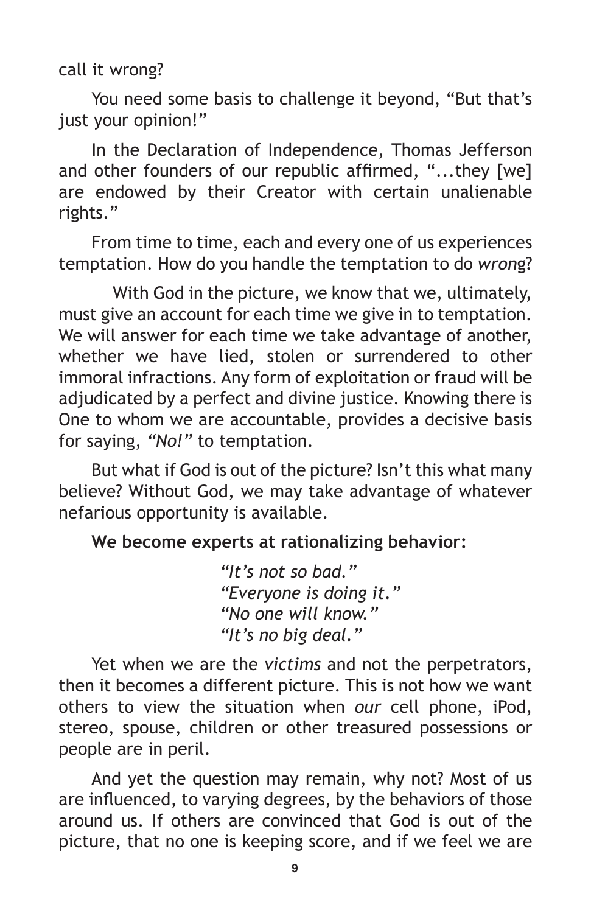call it wrong?

You need some basis to challenge it beyond, "But that's just your opinion!"

In the Declaration of Independence, Thomas Jefferson and other founders of our republic affirmed, "...they [we] are endowed by their Creator with certain unalienable rights."

From time to time, each and every one of us experiences temptation. How do you handle the temptation to do *wrong*?

With God in the picture, we know that we, ultimately, must give an account for each time we give in to temptation. We will answer for each time we take advantage of another, whether we have lied, stolen or surrendered to other immoral infractions. Any form of exploitation or fraud will be adjudicated by a perfect and divine justice. Knowing there is One to whom we are accountable, provides a decisive basis for saying, *"No!"* to temptation.

But what if God is out of the picture? Isn't this what many believe? Without God, we may take advantage of whatever nefarious opportunity is available.

**We become experts at rationalizing behavior:**

*"It's not so bad."*
*"Everyone is doing it."*
*"No one will know."*
*"It's no big deal."*

Yet when we are the *victims* and not the perpetrators, then it becomes a different picture. This is not how we want others to view the situation when *our* cell phone, iPod, stereo, spouse, children or other treasured possessions or people are in peril.

And yet the question may remain, why not? Most of us are influenced, to varying degrees, by the behaviors of those around us. If others are convinced that God is out of the picture, that no one is keeping score, and if we feel we are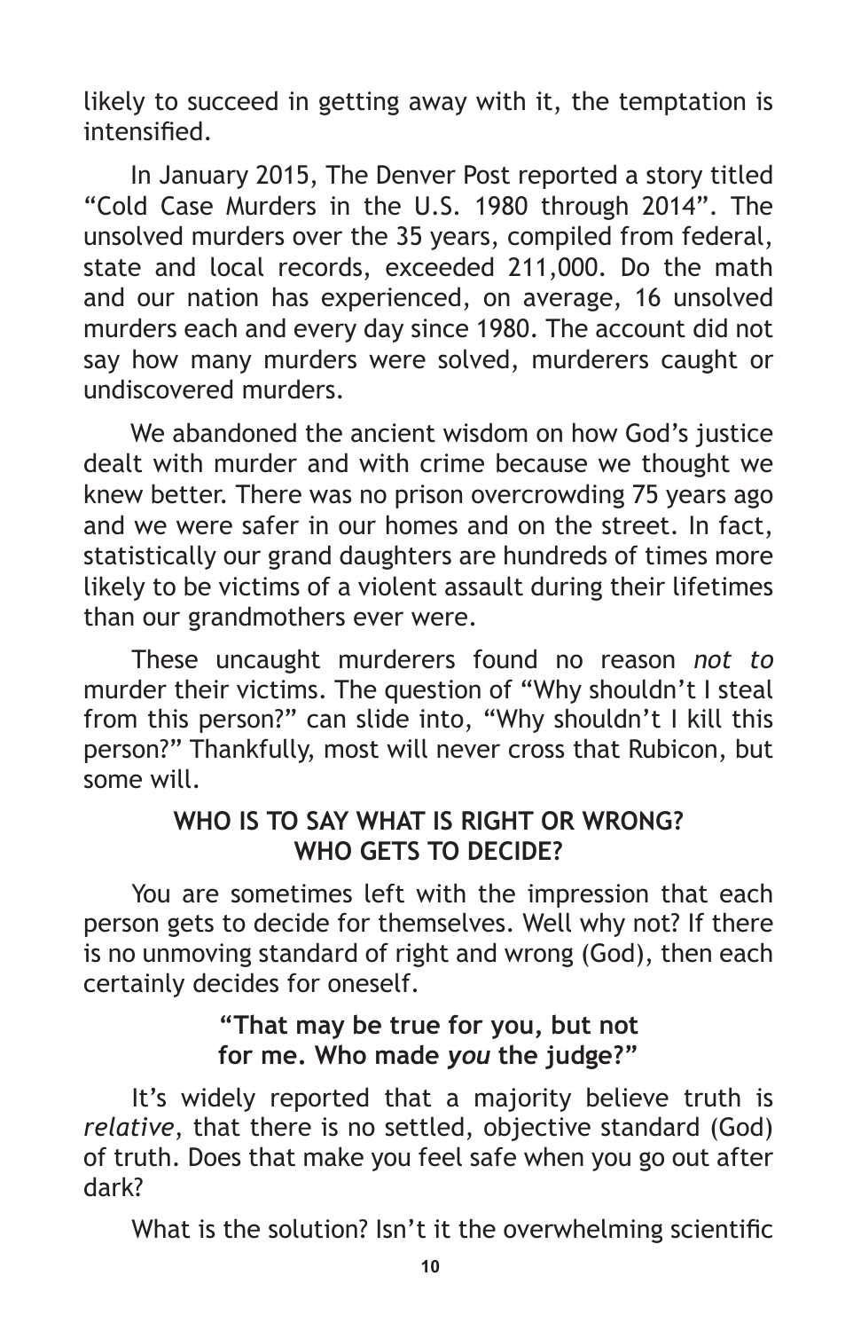likely to succeed in getting away with it, the temptation is intensified.

In January 2015, The Denver Post reported a story titled "Cold Case Murders in the U.S. 1980 through 2014". The unsolved murders over the 35 years, compiled from federal, state and local records, exceeded 211,000. Do the math and our nation has experienced, on average, 16 unsolved murders each and every day since 1980. The account did not say how many murders were solved, murderers caught or undiscovered murders.

We abandoned the ancient wisdom on how God's justice dealt with murder and with crime because we thought we knew better. There was no prison overcrowding 75 years ago and we were safer in our homes and on the street. In fact, statistically our grand daughters are hundreds of times more likely to be victims of a violent assault during their lifetimes than our grandmothers ever were.

These uncaught murderers found no reason *not to* murder their victims. The question of "Why shouldn't I steal from this person?" can slide into, "Why shouldn't I kill this person?" Thankfully, most will never cross that Rubicon, but some will.

## WHO IS TO SAY WHAT IS RIGHT OR WRONG? WHO GETS TO DECIDE?

You are sometimes left with the impression that each person gets to decide for themselves. Well why not? If there is no unmoving standard of right and wrong (God), then each certainly decides for oneself.

**"That may be true for you, but not for me. Who made *you* the judge?"**

It's widely reported that a majority believe truth is *relative*, that there is no settled, objective standard (God) of truth. Does that make you feel safe when you go out after dark?

What is the solution? Isn't it the overwhelming scientific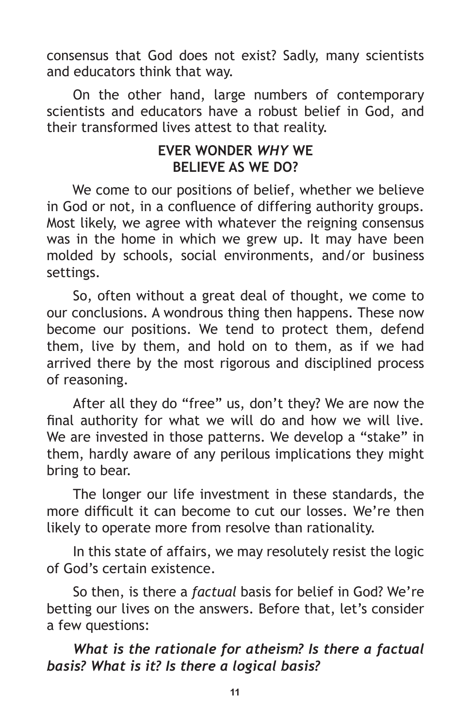consensus that God does not exist? Sadly, many scientists and educators think that way.

On the other hand, large numbers of contemporary scientists and educators have a robust belief in God, and their transformed lives attest to that reality.

## EVER WONDER *WHY* WE BELIEVE AS WE DO?

We come to our positions of belief, whether we believe in God or not, in a confluence of differing authority groups. Most likely, we agree with whatever the reigning consensus was in the home in which we grew up. It may have been molded by schools, social environments, and/or business settings.

So, often without a great deal of thought, we come to our conclusions. A wondrous thing then happens. These now become our positions. We tend to protect them, defend them, live by them, and hold on to them, as if we had arrived there by the most rigorous and disciplined process of reasoning.

After all they do "free" us, don't they? We are now the final authority for what we will do and how we will live. We are invested in those patterns. We develop a "stake" in them, hardly aware of any perilous implications they might bring to bear.

The longer our life investment in these standards, the more difficult it can become to cut our losses. We're then likely to operate more from resolve than rationality.

In this state of affairs, we may resolutely resist the logic of God's certain existence.

So then, is there a *factual* basis for belief in God? We're betting our lives on the answers. Before that, let's consider a few questions:

***What is the rationale for atheism? Is there a factual basis? What is it? Is there a logical basis?***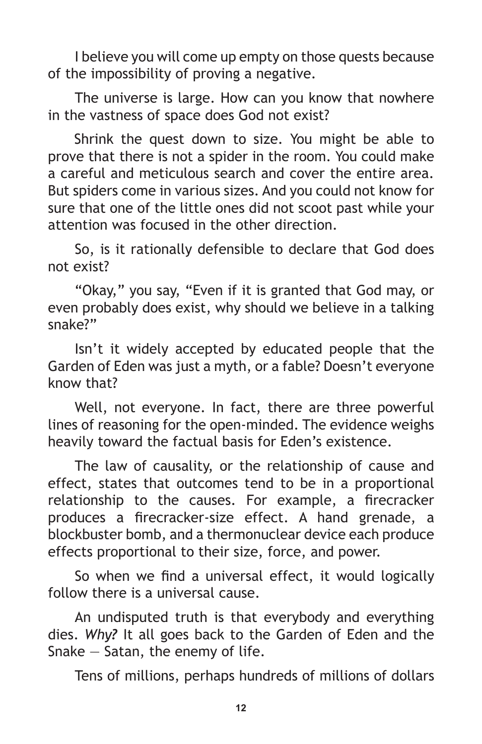I believe you will come up empty on those quests because of the impossibility of proving a negative.

The universe is large. How can you know that nowhere in the vastness of space does God not exist?

Shrink the quest down to size. You might be able to prove that there is not a spider in the room. You could make a careful and meticulous search and cover the entire area. But spiders come in various sizes. And you could not know for sure that one of the little ones did not scoot past while your attention was focused in the other direction.

So, is it rationally defensible to declare that God does not exist?

"Okay," you say, "Even if it is granted that God may, or even probably does exist, why should we believe in a talking snake?"

Isn't it widely accepted by educated people that the Garden of Eden was just a myth, or a fable? Doesn't everyone know that?

Well, not everyone. In fact, there are three powerful lines of reasoning for the open-minded. The evidence weighs heavily toward the factual basis for Eden's existence.

The law of causality, or the relationship of cause and effect, states that outcomes tend to be in a proportional relationship to the causes. For example, a firecracker produces a firecracker-size effect. A hand grenade, a blockbuster bomb, and a thermonuclear device each produce effects proportional to their size, force, and power.

So when we find a universal effect, it would logically follow there is a universal cause.

An undisputed truth is that everybody and everything dies. *Why?* It all goes back to the Garden of Eden and the Snake — Satan, the enemy of life.

Tens of millions, perhaps hundreds of millions of dollars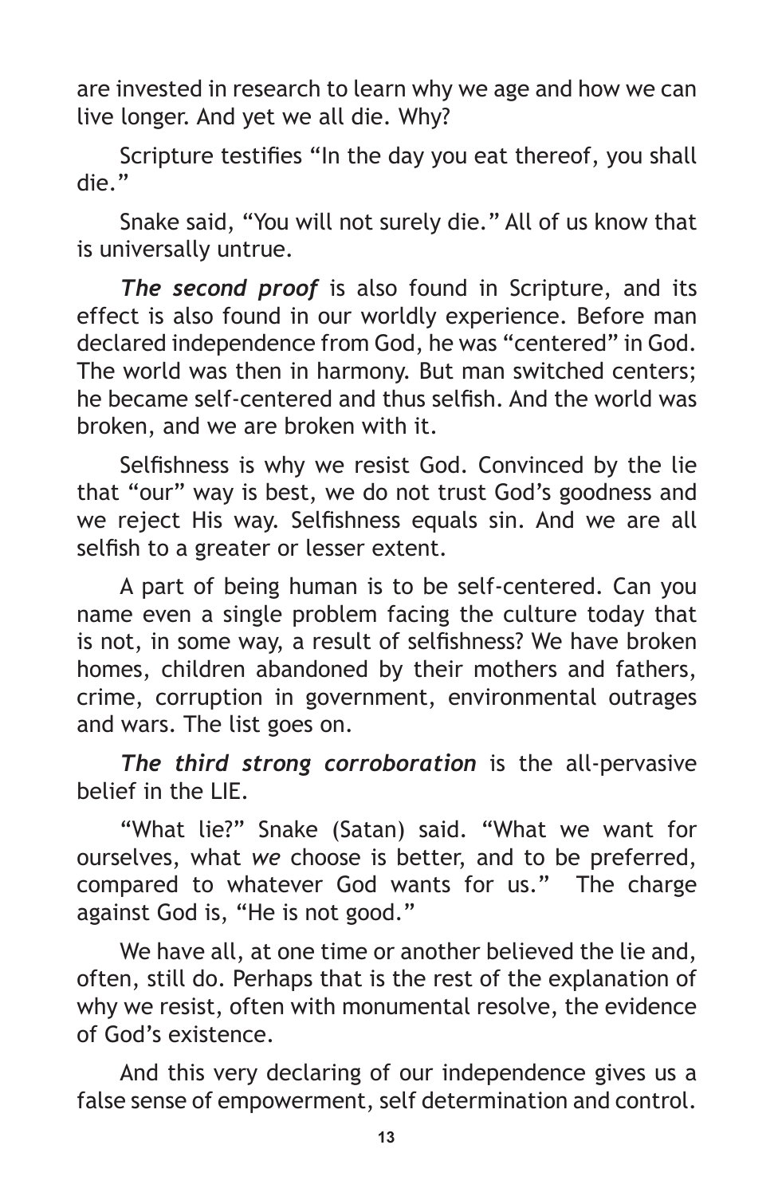are invested in research to learn why we age and how we can live longer. And yet we all die. Why?

Scripture testifies "In the day you eat thereof, you shall die."

Snake said, "You will not surely die." All of us know that is universally untrue.

***The second proof*** is also found in Scripture, and its effect is also found in our worldly experience. Before man declared independence from God, he was "centered" in God. The world was then in harmony. But man switched centers; he became self-centered and thus selfish. And the world was broken, and we are broken with it.

Selfishness is why we resist God. Convinced by the lie that "our" way is best, we do not trust God's goodness and we reject His way. Selfishness equals sin. And we are all selfish to a greater or lesser extent.

A part of being human is to be self-centered. Can you name even a single problem facing the culture today that is not, in some way, a result of selfishness? We have broken homes, children abandoned by their mothers and fathers, crime, corruption in government, environmental outrages and wars. The list goes on.

***The third strong corroboration*** is the all-pervasive belief in the LIE.

"What lie?" Snake (Satan) said. "What we want for ourselves, what *we* choose is better, and to be preferred, compared to whatever God wants for us." The charge against God is, "He is not good."

We have all, at one time or another believed the lie and, often, still do. Perhaps that is the rest of the explanation of why we resist, often with monumental resolve, the evidence of God's existence.

And this very declaring of our independence gives us a false sense of empowerment, self determination and control.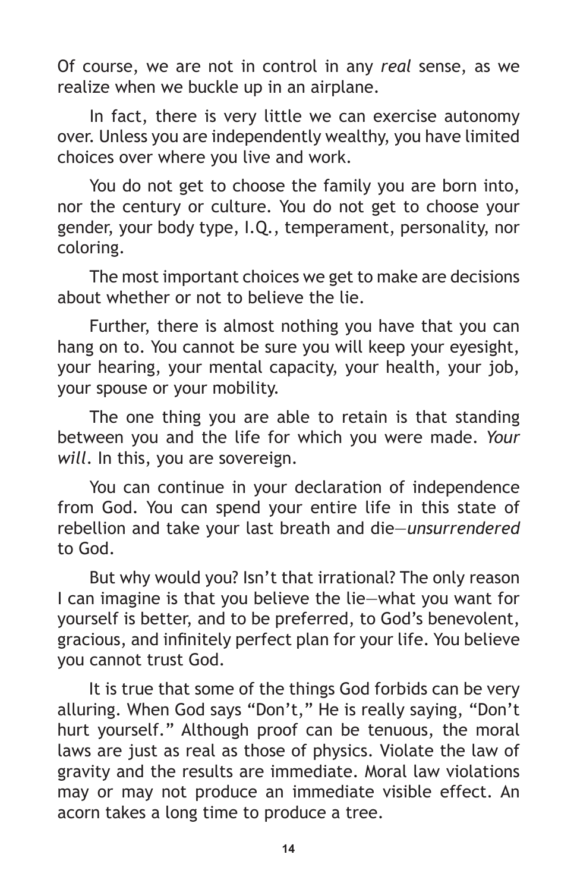Of course, we are not in control in any *real* sense, as we realize when we buckle up in an airplane.

In fact, there is very little we can exercise autonomy over. Unless you are independently wealthy, you have limited choices over where you live and work.

You do not get to choose the family you are born into, nor the century or culture. You do not get to choose your gender, your body type, I.Q., temperament, personality, nor coloring.

The most important choices we get to make are decisions about whether or not to believe the lie.

Further, there is almost nothing you have that you can hang on to. You cannot be sure you will keep your eyesight, your hearing, your mental capacity, your health, your job, your spouse or your mobility.

The one thing you are able to retain is that standing between you and the life for which you were made. *Your will*. In this, you are sovereign.

You can continue in your declaration of independence from God. You can spend your entire life in this state of rebellion and take your last breath and die—*unsurrendered* to God.

But why would you? Isn't that irrational? The only reason I can imagine is that you believe the lie—what you want for yourself is better, and to be preferred, to God's benevolent, gracious, and infinitely perfect plan for your life. You believe you cannot trust God.

It is true that some of the things God forbids can be very alluring. When God says "Don't," He is really saying, "Don't hurt yourself." Although proof can be tenuous, the moral laws are just as real as those of physics. Violate the law of gravity and the results are immediate. Moral law violations may or may not produce an immediate visible effect. An acorn takes a long time to produce a tree.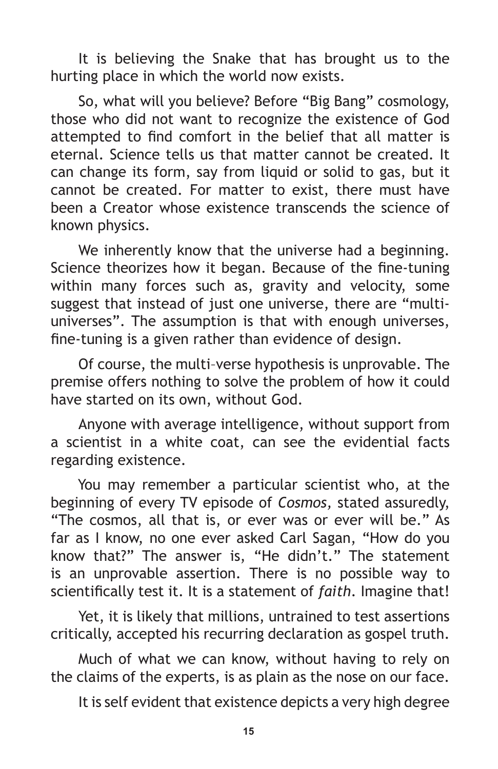It is believing the Snake that has brought us to the hurting place in which the world now exists.

So, what will you believe? Before "Big Bang" cosmology, those who did not want to recognize the existence of God attempted to find comfort in the belief that all matter is eternal. Science tells us that matter cannot be created. It can change its form, say from liquid or solid to gas, but it cannot be created. For matter to exist, there must have been a Creator whose existence transcends the science of known physics.

We inherently know that the universe had a beginning. Science theorizes how it began. Because of the fine-tuning within many forces such as, gravity and velocity, some suggest that instead of just one universe, there are "multi-universes". The assumption is that with enough universes, fine-tuning is a given rather than evidence of design.

Of course, the multi–verse hypothesis is unprovable. The premise offers nothing to solve the problem of how it could have started on its own, without God.

Anyone with average intelligence, without support from a scientist in a white coat, can see the evidential facts regarding existence.

You may remember a particular scientist who, at the beginning of every TV episode of *Cosmos,* stated assuredly, "The cosmos, all that is, or ever was or ever will be." As far as I know, no one ever asked Carl Sagan, "How do you know that?" The answer is, "He didn't." The statement is an unprovable assertion. There is no possible way to scientifically test it. It is a statement of *faith*. Imagine that!

Yet, it is likely that millions, untrained to test assertions critically, accepted his recurring declaration as gospel truth.

Much of what we can know, without having to rely on the claims of the experts, is as plain as the nose on our face.

It is self evident that existence depicts a very high degree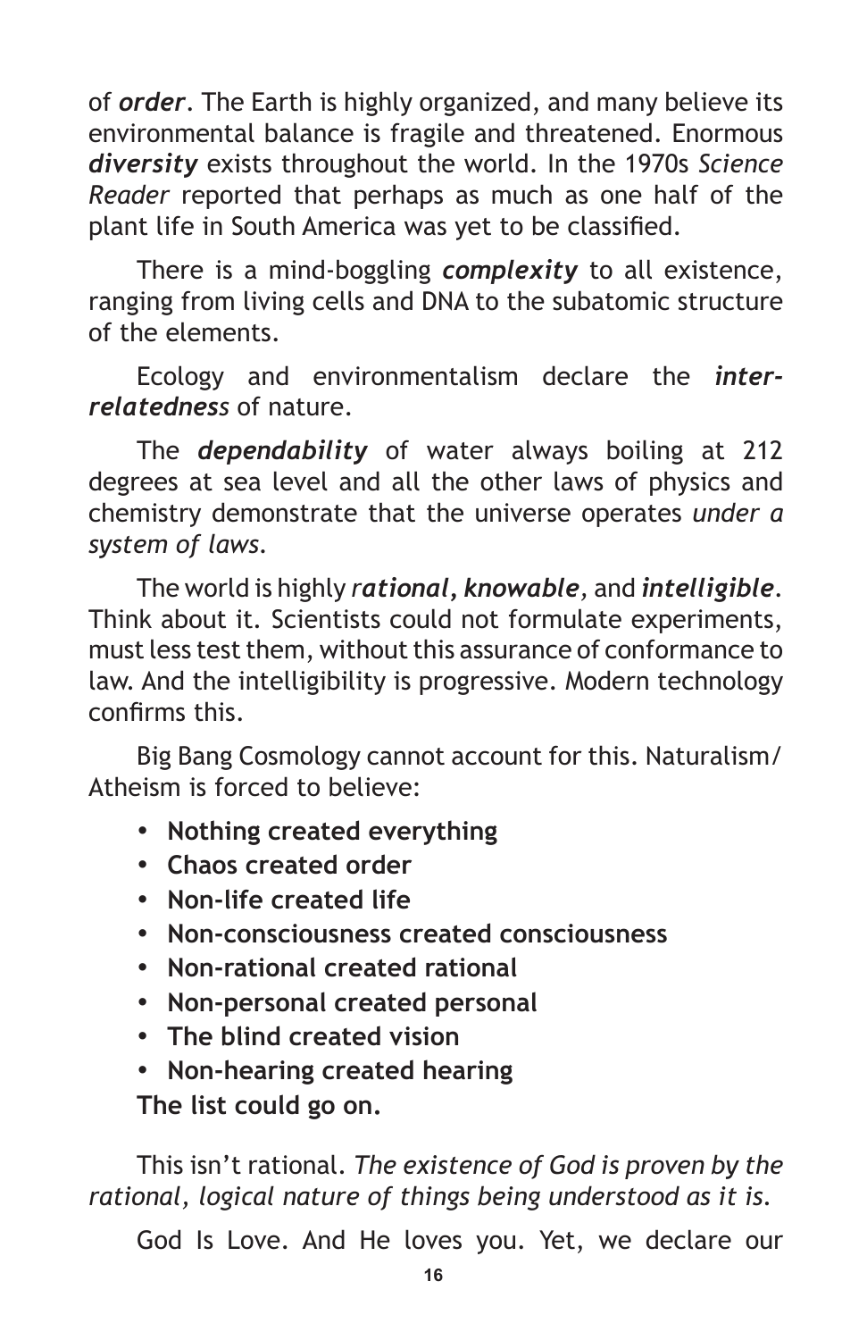of ***order***. The Earth is highly organized, and many believe its environmental balance is fragile and threatened. Enormous ***diversity*** exists throughout the world. In the 1970s *Science Reader* reported that perhaps as much as one half of the plant life in South America was yet to be classified.

There is a mind-boggling ***complexity*** to all existence, ranging from living cells and DNA to the subatomic structure of the elements.

Ecology and environmentalism declare the *inter-relatedness* of nature.

The ***dependability*** of water always boiling at 212 degrees at sea level and all the other laws of physics and chemistry demonstrate that the universe operates *under a system of laws*.

The world is highly *r**ational, knowable***, and ***intelligible***. Think about it. Scientists could not formulate experiments, must less test them, without this assurance of conformance to law. And the intelligibility is progressive. Modern technology confirms this.

Big Bang Cosmology cannot account for this. Naturalism/Atheism is forced to believe:

- **Nothing created everything**
- **Chaos created order**
- **Non-life created life**
- **Non-consciousness created consciousness**
- **Non-rational created rational**
- **Non-personal created personal**
- **The blind created vision**
- **Non-hearing created hearing**

**The list could go on.**

This isn't rational. *The existence of God is proven by the rational, logical nature of things being understood as it is.*

God Is Love. And He loves you. Yet, we declare our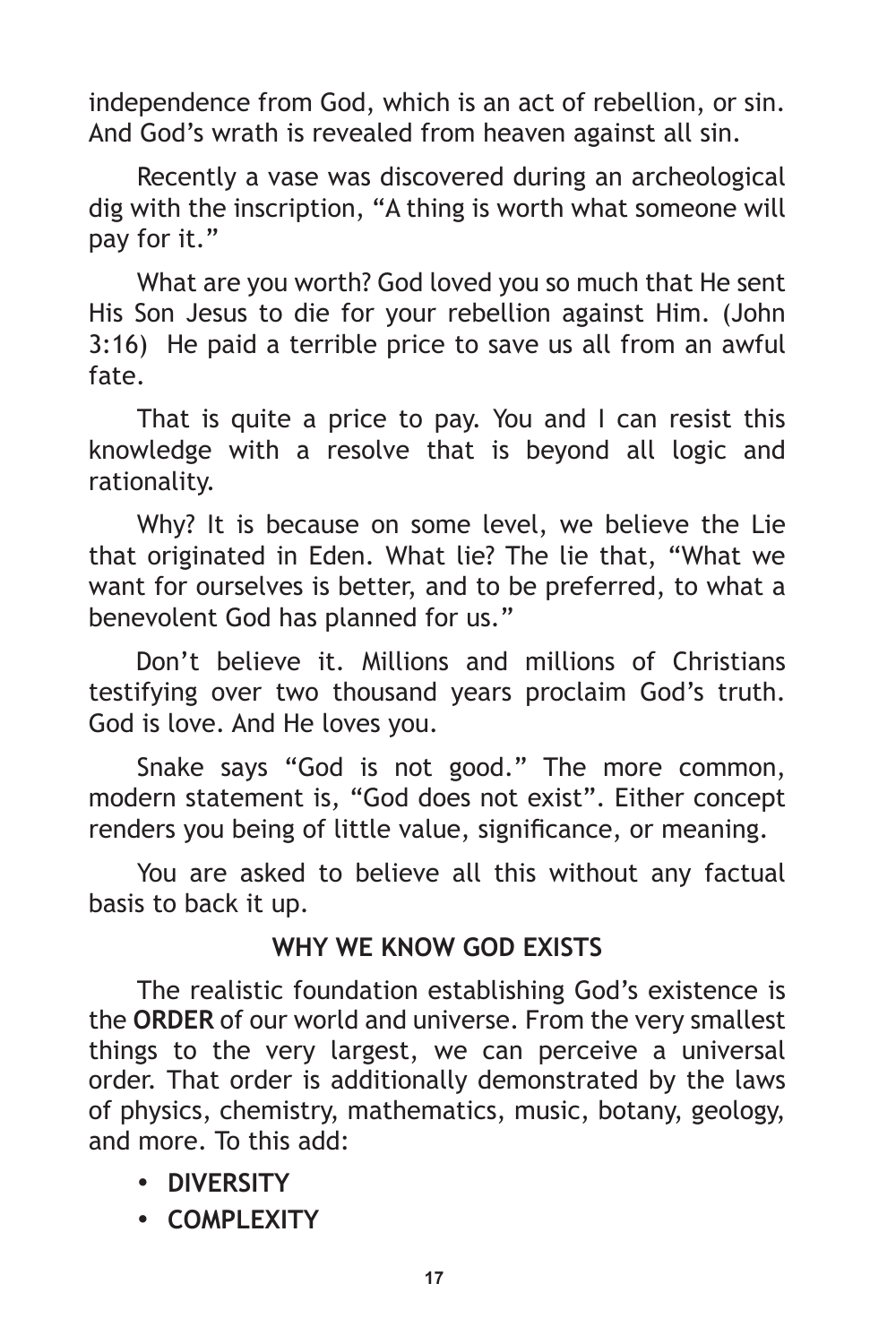independence from God, which is an act of rebellion, or sin. And God's wrath is revealed from heaven against all sin.

Recently a vase was discovered during an archeological dig with the inscription, "A thing is worth what someone will pay for it."

What are you worth? God loved you so much that He sent His Son Jesus to die for your rebellion against Him. (John 3:16) He paid a terrible price to save us all from an awful fate.

That is quite a price to pay. You and I can resist this knowledge with a resolve that is beyond all logic and rationality.

Why? It is because on some level, we believe the Lie that originated in Eden. What lie? The lie that, "What we want for ourselves is better, and to be preferred, to what a benevolent God has planned for us."

Don't believe it. Millions and millions of Christians testifying over two thousand years proclaim God's truth. God is love. And He loves you.

Snake says "God is not good." The more common, modern statement is, "God does not exist". Either concept renders you being of little value, significance, or meaning.

You are asked to believe all this without any factual basis to back it up.

## WHY WE KNOW GOD EXISTS

The realistic foundation establishing God's existence is the **ORDER** of our world and universe. From the very smallest things to the very largest, we can perceive a universal order. That order is additionally demonstrated by the laws of physics, chemistry, mathematics, music, botany, geology, and more. To this add:

- **DIVERSITY**
- **COMPLEXITY**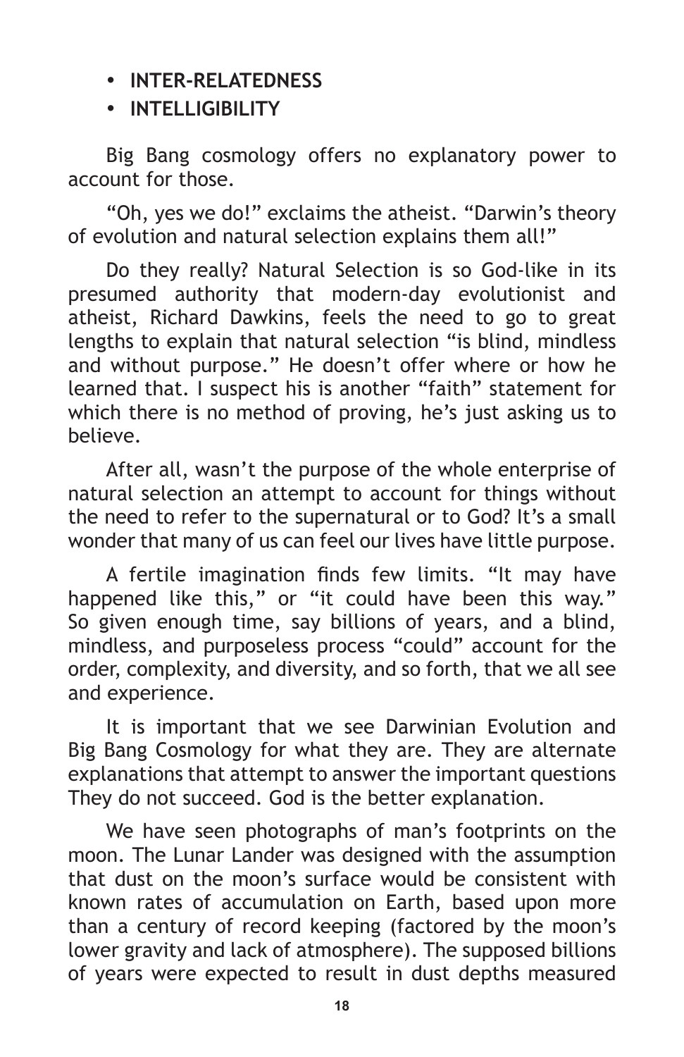- **INTER-RELATEDNESS**
- **INTELLIGIBILITY**

Big Bang cosmology offers no explanatory power to account for those.

"Oh, yes we do!" exclaims the atheist. "Darwin's theory of evolution and natural selection explains them all!"

Do they really? Natural Selection is so God-like in its presumed authority that modern-day evolutionist and atheist, Richard Dawkins, feels the need to go to great lengths to explain that natural selection "is blind, mindless and without purpose." He doesn't offer where or how he learned that. I suspect his is another "faith" statement for which there is no method of proving, he's just asking us to believe.

After all, wasn't the purpose of the whole enterprise of natural selection an attempt to account for things without the need to refer to the supernatural or to God? It's a small wonder that many of us can feel our lives have little purpose.

A fertile imagination finds few limits. "It may have happened like this," or "it could have been this way." So given enough time, say billions of years, and a blind, mindless, and purposeless process "could" account for the order, complexity, and diversity, and so forth, that we all see and experience.

It is important that we see Darwinian Evolution and Big Bang Cosmology for what they are. They are alternate explanations that attempt to answer the important questions They do not succeed. God is the better explanation.

We have seen photographs of man's footprints on the moon. The Lunar Lander was designed with the assumption that dust on the moon's surface would be consistent with known rates of accumulation on Earth, based upon more than a century of record keeping (factored by the moon's lower gravity and lack of atmosphere). The supposed billions of years were expected to result in dust depths measured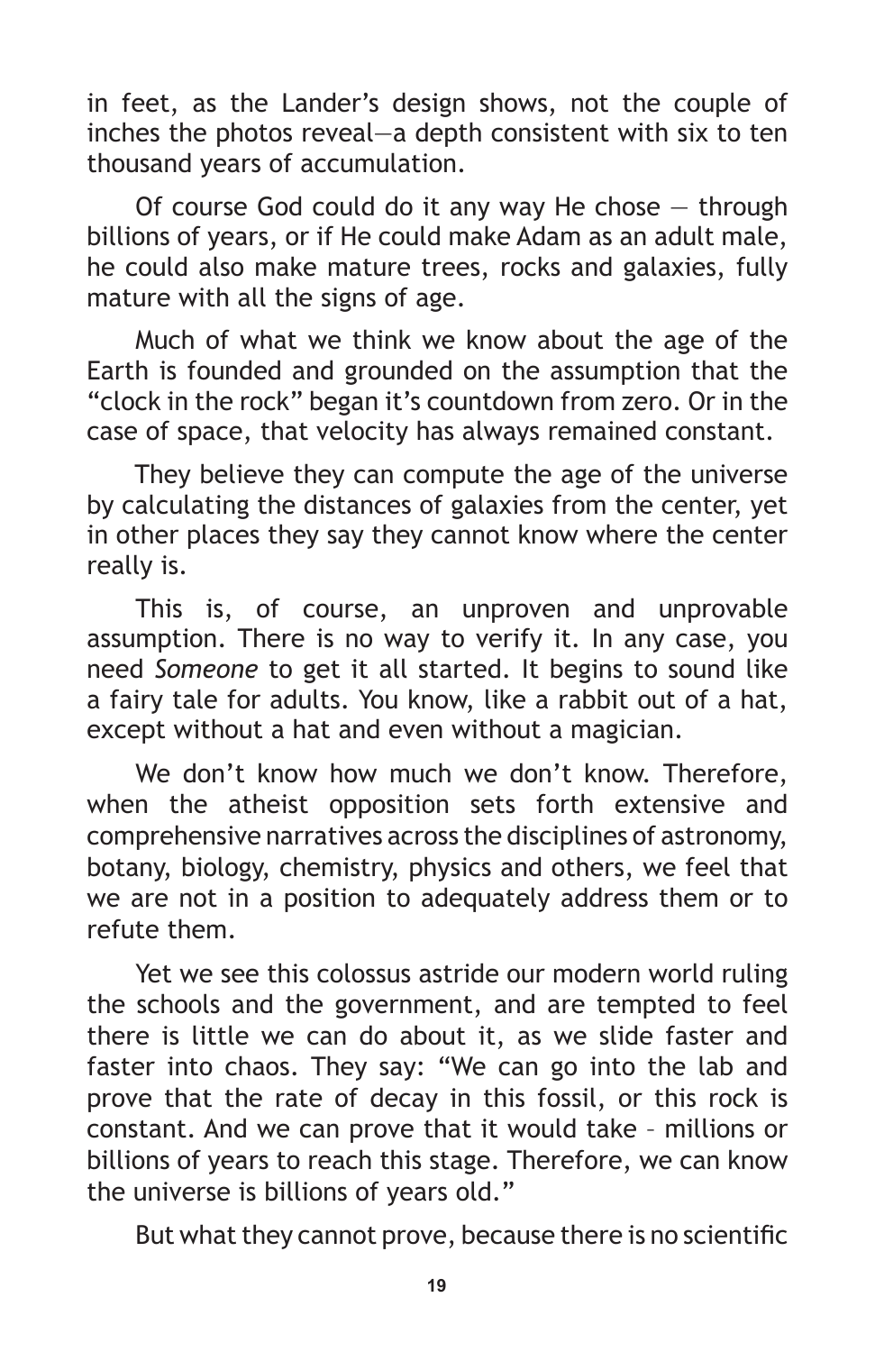in feet, as the Lander's design shows, not the couple of inches the photos reveal—a depth consistent with six to ten thousand years of accumulation.

Of course God could do it any way He chose — through billions of years, or if He could make Adam as an adult male, he could also make mature trees, rocks and galaxies, fully mature with all the signs of age.

Much of what we think we know about the age of the Earth is founded and grounded on the assumption that the "clock in the rock" began it's countdown from zero. Or in the case of space, that velocity has always remained constant.

They believe they can compute the age of the universe by calculating the distances of galaxies from the center, yet in other places they say they cannot know where the center really is.

This is, of course, an unproven and unprovable assumption. There is no way to verify it. In any case, you need *Someone* to get it all started. It begins to sound like a fairy tale for adults. You know, like a rabbit out of a hat, except without a hat and even without a magician.

We don't know how much we don't know. Therefore, when the atheist opposition sets forth extensive and comprehensive narratives across the disciplines of astronomy, botany, biology, chemistry, physics and others, we feel that we are not in a position to adequately address them or to refute them.

Yet we see this colossus astride our modern world ruling the schools and the government, and are tempted to feel there is little we can do about it, as we slide faster and faster into chaos. They say: "We can go into the lab and prove that the rate of decay in this fossil, or this rock is constant. And we can prove that it would take – millions or billions of years to reach this stage. Therefore, we can know the universe is billions of years old."

But what they cannot prove, because there is no scientific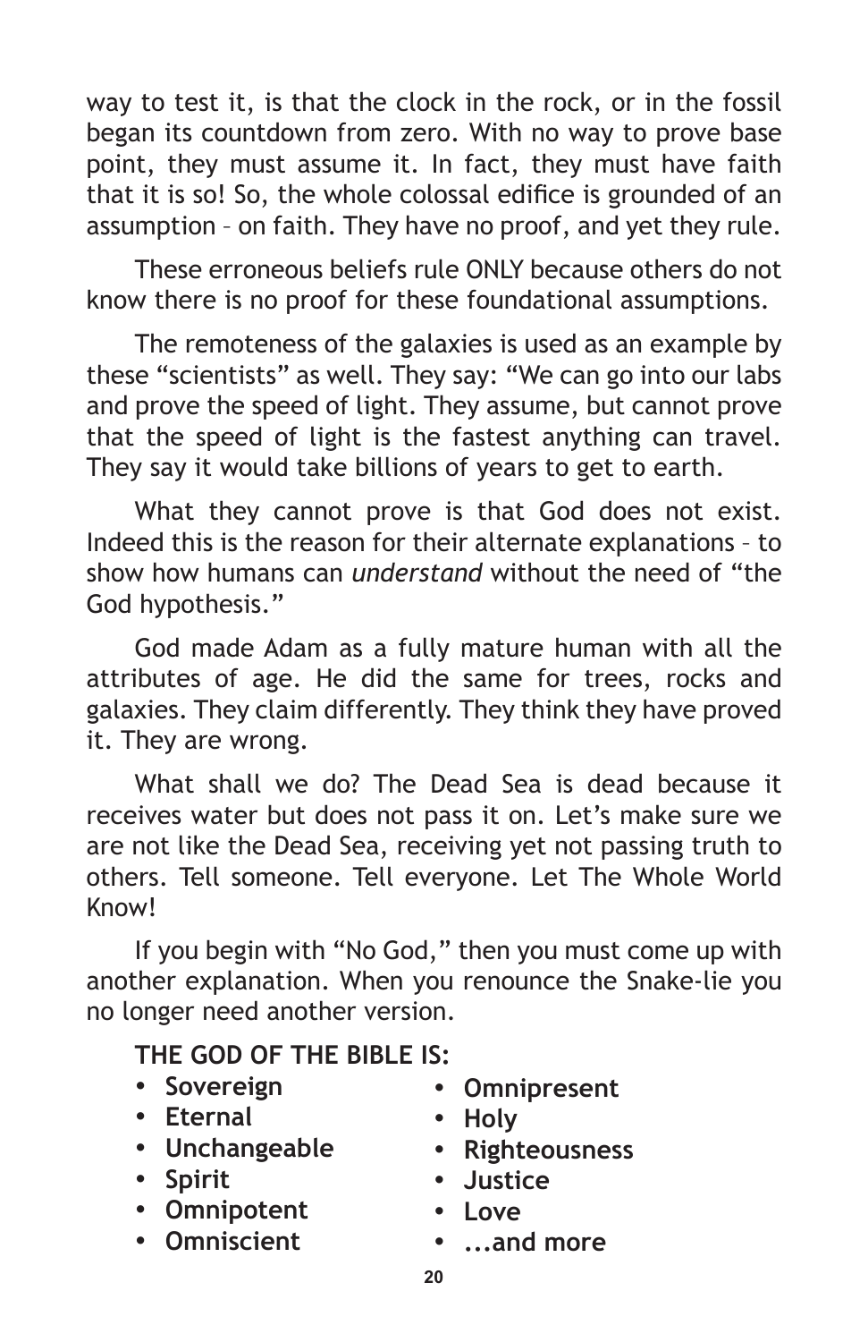way to test it, is that the clock in the rock, or in the fossil began its countdown from zero. With no way to prove base point, they must assume it. In fact, they must have faith that it is so! So, the whole colossal edifice is grounded of an assumption – on faith. They have no proof, and yet they rule.

These erroneous beliefs rule ONLY because others do not know there is no proof for these foundational assumptions.

The remoteness of the galaxies is used as an example by these "scientists" as well. They say: "We can go into our labs and prove the speed of light. They assume, but cannot prove that the speed of light is the fastest anything can travel. They say it would take billions of years to get to earth.

What they cannot prove is that God does not exist. Indeed this is the reason for their alternate explanations – to show how humans can *understand* without the need of "the God hypothesis."

God made Adam as a fully mature human with all the attributes of age. He did the same for trees, rocks and galaxies. They claim differently. They think they have proved it. They are wrong.

What shall we do? The Dead Sea is dead because it receives water but does not pass it on. Let's make sure we are not like the Dead Sea, receiving yet not passing truth to others. Tell someone. Tell everyone. Let The Whole World Know!

If you begin with "No God," then you must come up with another explanation. When you renounce the Snake-lie you no longer need another version.

**THE GOD OF THE BIBLE IS:**

- **Sovereign**
- **Eternal**
- **Unchangeable**
- **Spirit**
- **Omnipotent**
- **Omniscient**
- **Omnipresent**
- **Holy**
- **Righteousness**
- **Justice**
- **Love**
- **...and more**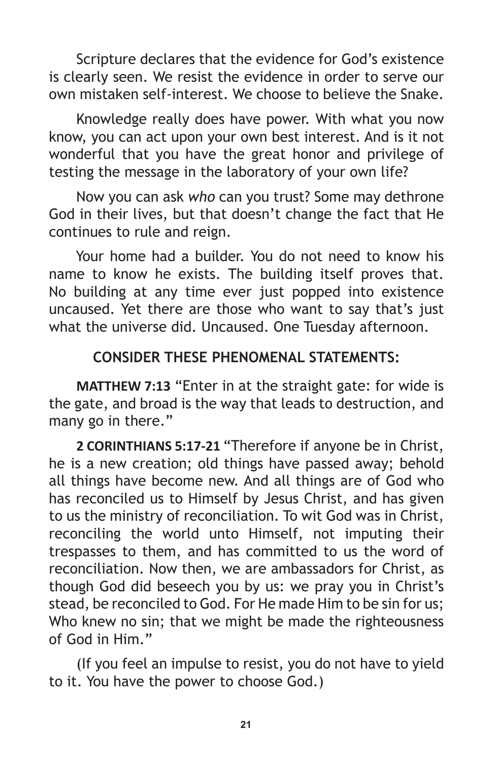Scripture declares that the evidence for God's existence is clearly seen. We resist the evidence in order to serve our own mistaken self-interest. We choose to believe the Snake.

Knowledge really does have power. With what you now know, you can act upon your own best interest. And is it not wonderful that you have the great honor and privilege of testing the message in the laboratory of your own life?

Now you can ask *who* can you trust? Some may dethrone God in their lives, but that doesn't change the fact that He continues to rule and reign.

Your home had a builder. You do not need to know his name to know he exists. The building itself proves that. No building at any time ever just popped into existence uncaused. Yet there are those who want to say that's just what the universe did. Uncaused. One Tuesday afternoon.

## CONSIDER THESE PHENOMENAL STATEMENTS:

**MATTHEW 7:13** "Enter in at the straight gate: for wide is the gate, and broad is the way that leads to destruction, and many go in there."

**2 CORINTHIANS 5:17-21** "Therefore if anyone be in Christ, he is a new creation; old things have passed away; behold all things have become new. And all things are of God who has reconciled us to Himself by Jesus Christ, and has given to us the ministry of reconciliation. To wit God was in Christ, reconciling the world unto Himself, not imputing their trespasses to them, and has committed to us the word of reconciliation. Now then, we are ambassadors for Christ, as though God did beseech you by us: we pray you in Christ's stead, be reconciled to God. For He made Him to be sin for us; Who knew no sin; that we might be made the righteousness of God in Him."

(If you feel an impulse to resist, you do not have to yield to it. You have the power to choose God.)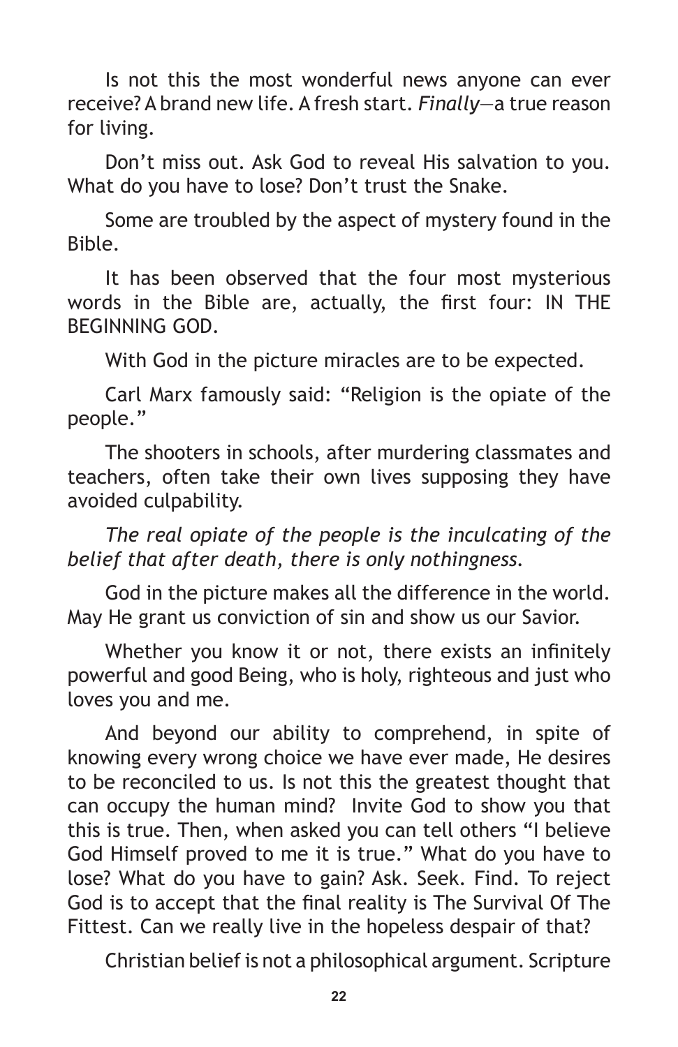Is not this the most wonderful news anyone can ever receive? A brand new life. A fresh start. *Finally*—a true reason for living.

Don't miss out. Ask God to reveal His salvation to you. What do you have to lose? Don't trust the Snake.

Some are troubled by the aspect of mystery found in the Bible.

It has been observed that the four most mysterious words in the Bible are, actually, the first four: IN THE BEGINNING GOD.

With God in the picture miracles are to be expected.

Carl Marx famously said: "Religion is the opiate of the people."

The shooters in schools, after murdering classmates and teachers, often take their own lives supposing they have avoided culpability.

*The real opiate of the people is the inculcating of the belief that after death, there is only nothingness.*

God in the picture makes all the difference in the world. May He grant us conviction of sin and show us our Savior.

Whether you know it or not, there exists an infinitely powerful and good Being, who is holy, righteous and just who loves you and me.

And beyond our ability to comprehend, in spite of knowing every wrong choice we have ever made, He desires to be reconciled to us. Is not this the greatest thought that can occupy the human mind? Invite God to show you that this is true. Then, when asked you can tell others "I believe God Himself proved to me it is true." What do you have to lose? What do you have to gain? Ask. Seek. Find. To reject God is to accept that the final reality is The Survival Of The Fittest. Can we really live in the hopeless despair of that?

Christian belief is not a philosophical argument. Scripture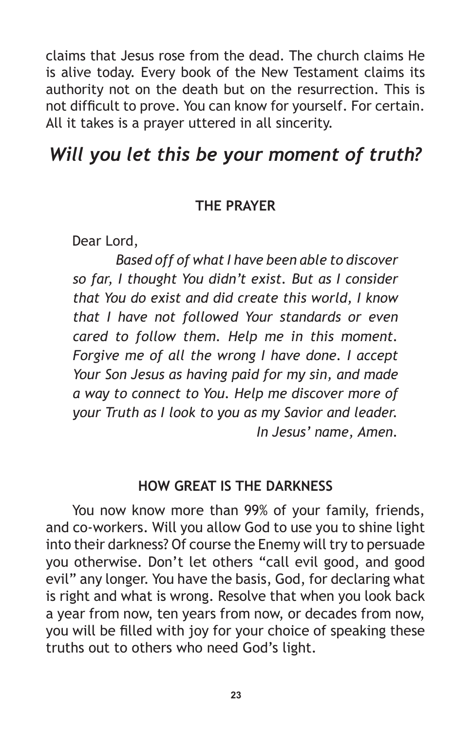claims that Jesus rose from the dead. The church claims He is alive today. Every book of the New Testament claims its authority not on the death but on the resurrection. This is not difficult to prove. You can know for yourself. For certain. All it takes is a prayer uttered in all sincerity.

## *Will you let this be your moment of truth?*

### THE PRAYER

Dear Lord,

*Based off of what I have been able to discover so far, I thought You didn't exist. But as I consider that You do exist and did create this world, I know that I have not followed Your standards or even cared to follow them. Help me in this moment. Forgive me of all the wrong I have done. I accept Your Son Jesus as having paid for my sin, and made a way to connect to You. Help me discover more of your Truth as I look to you as my Savior and leader. In Jesus' name, Amen.*

### HOW GREAT IS THE DARKNESS

You now know more than 99% of your family, friends, and co-workers. Will you allow God to use you to shine light into their darkness? Of course the Enemy will try to persuade you otherwise. Don't let others "call evil good, and good evil" any longer. You have the basis, God, for declaring what is right and what is wrong. Resolve that when you look back a year from now, ten years from now, or decades from now, you will be filled with joy for your choice of speaking these truths out to others who need God's light.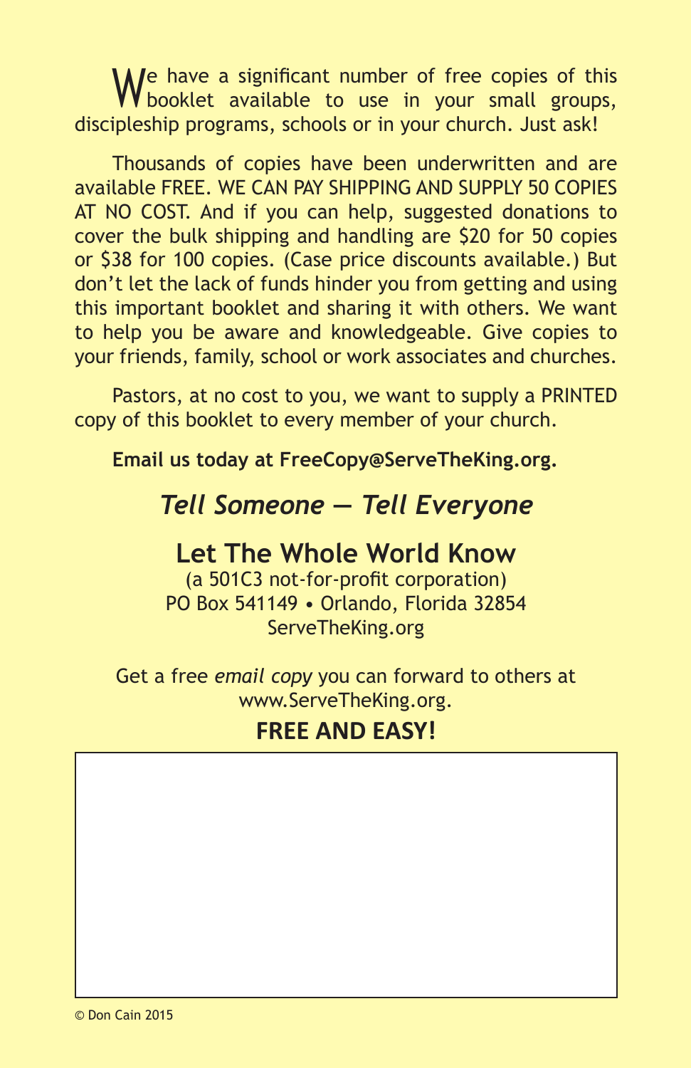We have a significant number of free copies of this booklet available to use in your small groups, discipleship programs, schools or in your church. Just ask!

Thousands of copies have been underwritten and are available FREE. WE CAN PAY SHIPPING AND SUPPLY 50 COPIES AT NO COST. And if you can help, suggested donations to cover the bulk shipping and handling are $20 for 50 copies or $38 for 100 copies. (Case price discounts available.) But don't let the lack of funds hinder you from getting and using this important booklet and sharing it with others. We want to help you be aware and knowledgeable. Give copies to your friends, family, school or work associates and churches.

Pastors, at no cost to you, we want to supply a PRINTED copy of this booklet to every member of your church.

**Email us today at FreeCopy@ServeTheKing.org.**

***Tell Someone — Tell Everyone***

## Let The Whole World Know

(a 501C3 not-for-profit corporation)
PO Box 541149 • Orlando, Florida 32854
ServeTheKing.org

Get a free *email copy* you can forward to others at www.ServeTheKing.org.

**FREE AND EASY!**

© Don Cain 2015